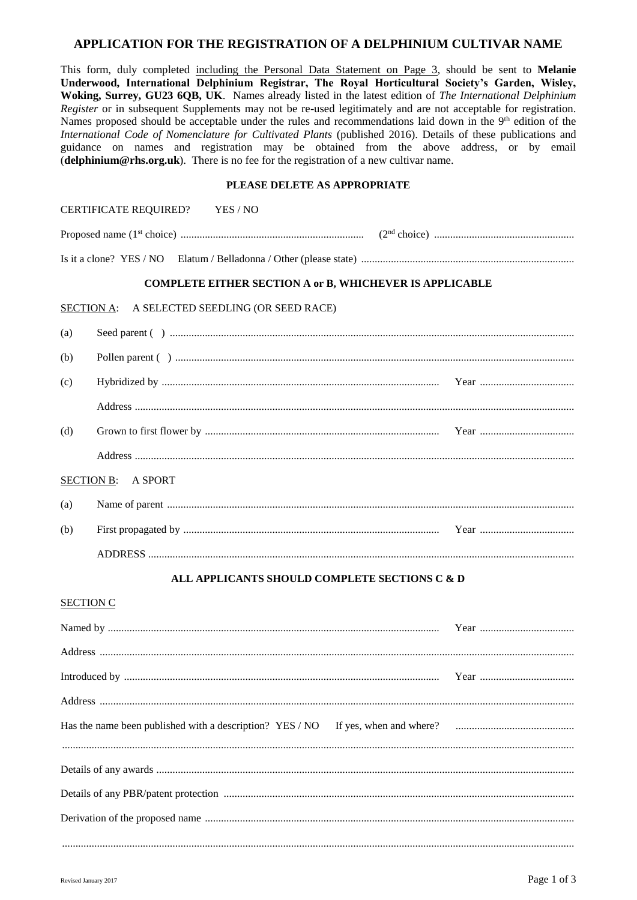# APPLICATION FOR THE REGISTRATION OF A DELPHINIUM CULTIVAR NAME

This form, duly completed including the Personal Data Statement on Page 3, should be sent to **Melanie Underwood, International Delphinium Registrar, The Royal Horticultural Society's Garden, Wisley, Woking, Surrey, GU23 6QB, UK**. Names already listed in the latest edition of *The International Delphinium Register* or in subsequent Supplements may not be re-used legitimately and are not acceptable for registration. Names proposed should be acceptable under the rules and recommendations laid down in the 9th edition of the *International Code of Nomenclature for Cultivated Plants* (published 2016). Details of these publications and guidance on names and registration may be obtained from the above address, or by email (**delphinium@rhs.org.uk**). There is no fee for the registration of a new cultivar name.

**PLEASE DELETE AS APPROPRIATE**

CERTIFICATE REQUIRED? YES / NO

Proposed name (1st choice) .................................................................... (2nd choice) ....................................................

Is it a clone? YES / NO Elatum / Belladonna / Other (please state) ..............................................................................

**COMPLETE EITHER SECTION A or B, WHICHEVER IS APPLICABLE**

SECTION A: A SELECTED SEEDLING (OR SEED RACE)

(a) Seed parent ( ) ....................................................................................................................................................

(b) Pollen parent ( ) ..................................................................................................................................................

(c) Hybridized by ...................................................................................................... Year ...................................

Address ...............................................................................................................................................................

(d) Grown to first flower by ...................................................................................... Year ...................................

Address ...............................................................................................................................................................

SECTION B: A SPORT

(a) Name of parent ....................................................................................................................................................

(b) First propagated by .............................................................................................. Year ...................................

ADDRESS ............................................................................................................................................................

**ALL APPLICANTS SHOULD COMPLETE SECTIONS C & D**

SECTION C

Named by .......................................................................................................................... Year ...................................

Address .............................................................................................................................................................................

Introduced by .................................................................................................................... Year ...................................

Address .............................................................................................................................................................................

Has the name been published with a description? YES / NO If yes, when and where? ............................................

.............................................................................................................................................................................................

Details of any awards ........................................................................................................................................................

Details of any PBR/patent protection ................................................................................................................................

Derivation of the proposed name .......................................................................................................................................

.............................................................................................................................................................................................

Revised January 2017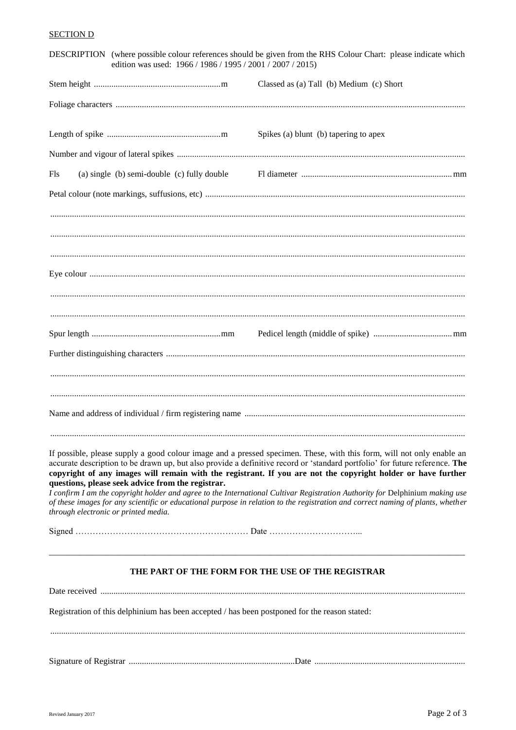SECTION D

DESCRIPTION (where possible colour references should be given from the RHS Colour Chart: please indicate which edition was used: 1966 / 1986 / 1995 / 2001 / 2007 / 2015)

Stem height ..........................................................m    Classed as (a) Tall (b) Medium (c) Short

Foliage characters ..........................................................................................................................................................

Length of spike ....................................................m    Spikes (a) blunt (b) tapering to apex

Number and vigour of lateral spikes ...................................................................................................................

Fls (a) single (b) semi-double (c) fully double    Fl diameter .....................................................................mm

Petal colour (note markings, suffusions, etc) .......................................................................................................

..........................................................................................................................................................................

..........................................................................................................................................................................

..........................................................................................................................................................................

Eye colour ..........................................................................................................................................................

..........................................................................................................................................................................

..........................................................................................................................................................................

Spur length ...........................................................mm    Pedicel length (middle of spike) ....................................mm

Further distinguishing characters .......................................................................................................................

..........................................................................................................................................................................

..........................................................................................................................................................................

Name and address of individual / firm registering name ....................................................................................

..........................................................................................................................................................................

If possible, please supply a good colour image and a pressed specimen. These, with this form, will not only enable an accurate description to be drawn up, but also provide a definitive record or 'standard portfolio' for future reference. **The copyright of any images will remain with the registrant. If you are not the copyright holder or have further questions, please seek advice from the registrar.**

*I confirm I am the copyright holder and agree to the International Cultivar Registration Authority for* Delphinium *making use of these images for any scientific or educational purpose in relation to the registration and correct naming of plants, whether through electronic or printed media.*

Signed …………………………………………………… Date …………………………...

---

**THE PART OF THE FORM FOR THE USE OF THE REGISTRAR**

Date received .....................................................................................................................................................

Registration of this delphinium has been accepted / has been postponed for the reason stated:

..........................................................................................................................................................................

Signature of Registrar ............................................................................Date .....................................................................

Revised January 2017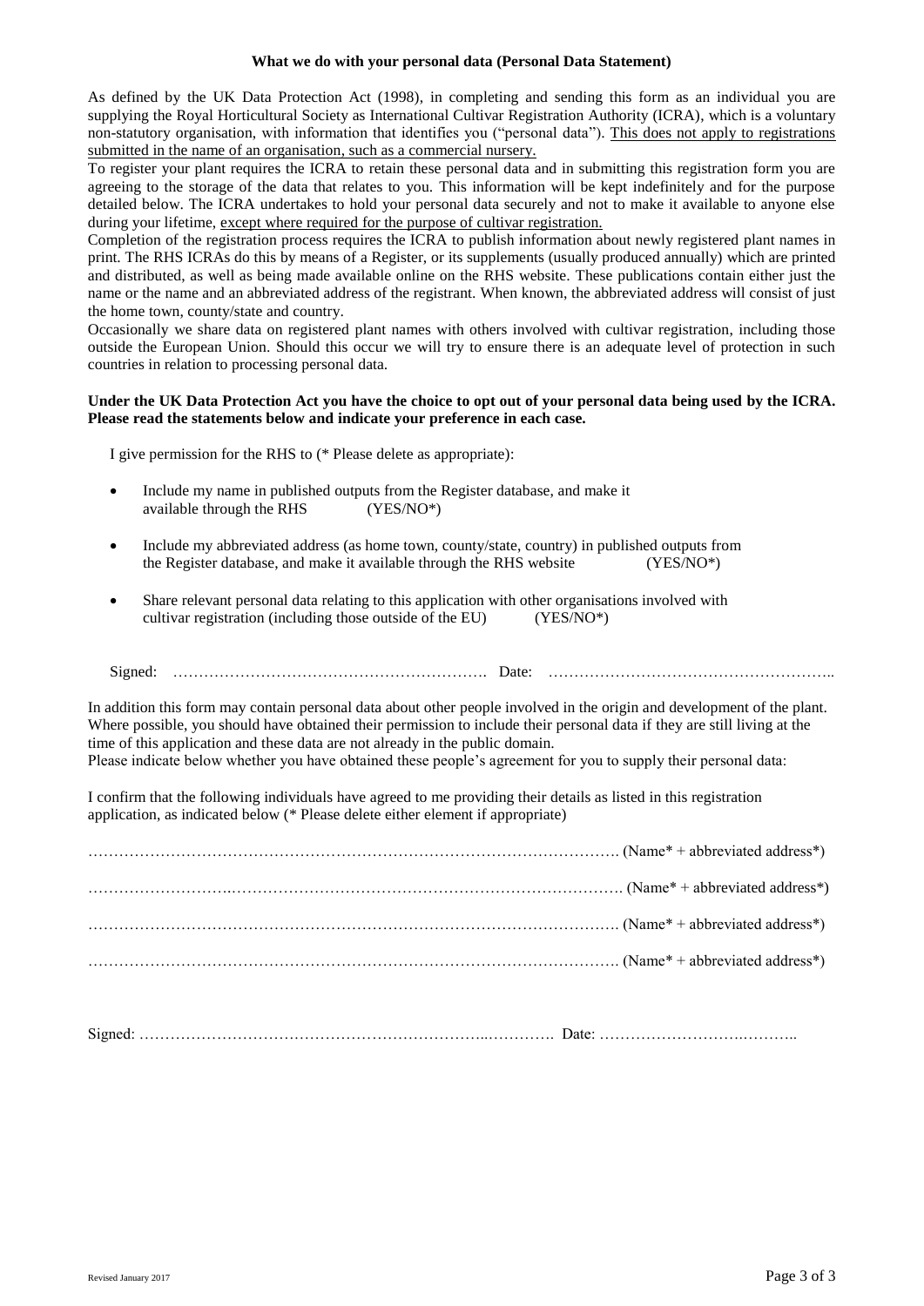**What we do with your personal data (Personal Data Statement)**

As defined by the UK Data Protection Act (1998), in completing and sending this form as an individual you are supplying the Royal Horticultural Society as International Cultivar Registration Authority (ICRA), which is a voluntary non-statutory organisation, with information that identifies you ("personal data"). <u>This does not apply to registrations submitted in the name of an organisation, such as a commercial nursery.</u>

To register your plant requires the ICRA to retain these personal data and in submitting this registration form you are agreeing to the storage of the data that relates to you. This information will be kept indefinitely and for the purpose detailed below. The ICRA undertakes to hold your personal data securely and not to make it available to anyone else during your lifetime, <u>except where required for the purpose of cultivar registration.</u>

Completion of the registration process requires the ICRA to publish information about newly registered plant names in print. The RHS ICRAs do this by means of a Register, or its supplements (usually produced annually) which are printed and distributed, as well as being made available online on the RHS website. These publications contain either just the name or the name and an abbreviated address of the registrant. When known, the abbreviated address will consist of just the home town, county/state and country.

Occasionally we share data on registered plant names with others involved with cultivar registration, including those outside the European Union. Should this occur we will try to ensure there is an adequate level of protection in such countries in relation to processing personal data.

**Under the UK Data Protection Act you have the choice to opt out of your personal data being used by the ICRA. Please read the statements below and indicate your preference in each case.**

I give permission for the RHS to (* Please delete as appropriate):

- Include my name in published outputs from the Register database, and make it available through the RHS (YES/NO*)
- Include my abbreviated address (as home town, county/state, country) in published outputs from the Register database, and make it available through the RHS website (YES/NO*)
- Share relevant personal data relating to this application with other organisations involved with cultivar registration (including those outside of the EU) (YES/NO*)

Signed: ………………………………………………………. Date: ………………………………………………..

In addition this form may contain personal data about other people involved in the origin and development of the plant. Where possible, you should have obtained their permission to include their personal data if they are still living at the time of this application and these data are not already in the public domain.

Please indicate below whether you have obtained these people's agreement for you to supply their personal data:

I confirm that the following individuals have agreed to me providing their details as listed in this registration application, as indicated below (* Please delete either element if appropriate)

…………………………………………………………………………………………. (Name* + abbreviated address*)

…………………………………………………………………………………………. (Name* + abbreviated address*)

…………………………………………………………………………………………. (Name* + abbreviated address*)

…………………………………………………………………………………………. (Name* + abbreviated address*)

Signed: …………………………………………………………….…………. Date: ……………………….………..

Revised January 2017